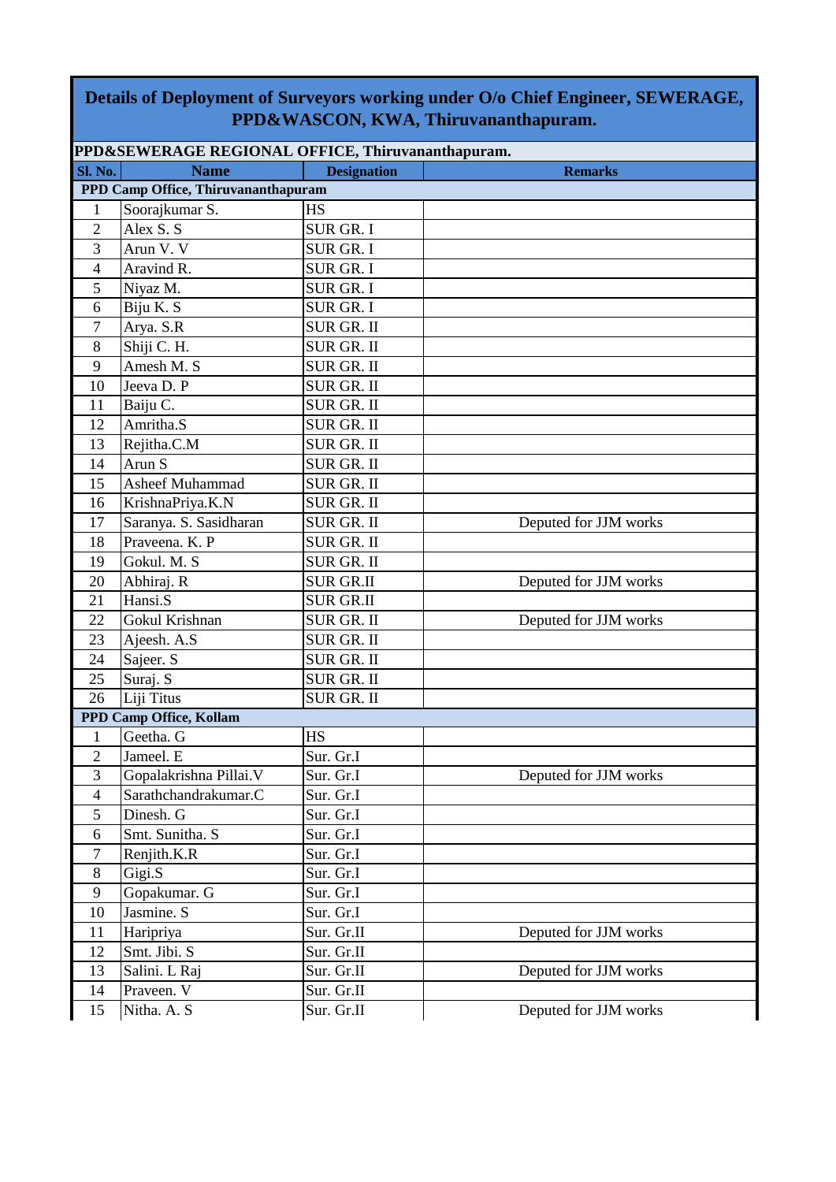# Details of Deployment of Surveyors working under O/o Chief Engineer, SEWERAGE, PPD&WASCON, KWA, Thiruvananthapuram.

## PPD&SEWERAGE REGIONAL OFFICE, Thiruvananthapuram.

| Sl. No. | Name | Designation | Remarks |
|---|---|---|---|
| **PPD Camp Office, Thiruvananthapuram** | | | |
| 1 | Soorajkumar S. | HS | |
| 2 | Alex S. S | SUR GR. I | |
| 3 | Arun V. V | SUR GR. I | |
| 4 | Aravind R. | SUR GR. I | |
| 5 | Niyaz M. | SUR GR. I | |
| 6 | Biju K. S | SUR GR. I | |
| 7 | Arya. S.R | SUR GR. II | |
| 8 | Shiji C. H. | SUR GR. II | |
| 9 | Amesh M. S | SUR GR. II | |
| 10 | Jeeva D. P | SUR GR. II | |
| 11 | Baiju C. | SUR GR. II | |
| 12 | Amritha.S | SUR GR. II | |
| 13 | Rejitha.C.M | SUR GR. II | |
| 14 | Arun S | SUR GR. II | |
| 15 | Asheef Muhammad | SUR GR. II | |
| 16 | KrishnaPriya.K.N | SUR GR. II | |
| 17 | Saranya. S. Sasidharan | SUR GR. II | Deputed for JJM works |
| 18 | Praveena. K. P | SUR GR. II | |
| 19 | Gokul. M. S | SUR GR. II | |
| 20 | Abhiraj. R | SUR GR.II | Deputed for JJM works |
| 21 | Hansi.S | SUR GR.II | |
| 22 | Gokul Krishnan | SUR GR. II | Deputed for JJM works |
| 23 | Ajeesh. A.S | SUR GR. II | |
| 24 | Sajeer. S | SUR GR. II | |
| 25 | Suraj. S | SUR GR. II | |
| 26 | Liji Titus | SUR GR. II | |
| **PPD Camp Office, Kollam** | | | |
| 1 | Geetha. G | HS | |
| 2 | Jameel. E | Sur. Gr.I | |
| 3 | Gopalakrishna Pillai.V | Sur. Gr.I | Deputed for JJM works |
| 4 | Sarathchandrakumar.C | Sur. Gr.I | |
| 5 | Dinesh. G | Sur. Gr.I | |
| 6 | Smt. Sunitha. S | Sur. Gr.I | |
| 7 | Renjith.K.R | Sur. Gr.I | |
| 8 | Gigi.S | Sur. Gr.I | |
| 9 | Gopakumar. G | Sur. Gr.I | |
| 10 | Jasmine. S | Sur. Gr.I | |
| 11 | Haripriya | Sur. Gr.II | Deputed for JJM works |
| 12 | Smt. Jibi. S | Sur. Gr.II | |
| 13 | Salini. L Raj | Sur. Gr.II | Deputed for JJM works |
| 14 | Praveen. V | Sur. Gr.II | |
| 15 | Nitha. A. S | Sur. Gr.II | Deputed for JJM works |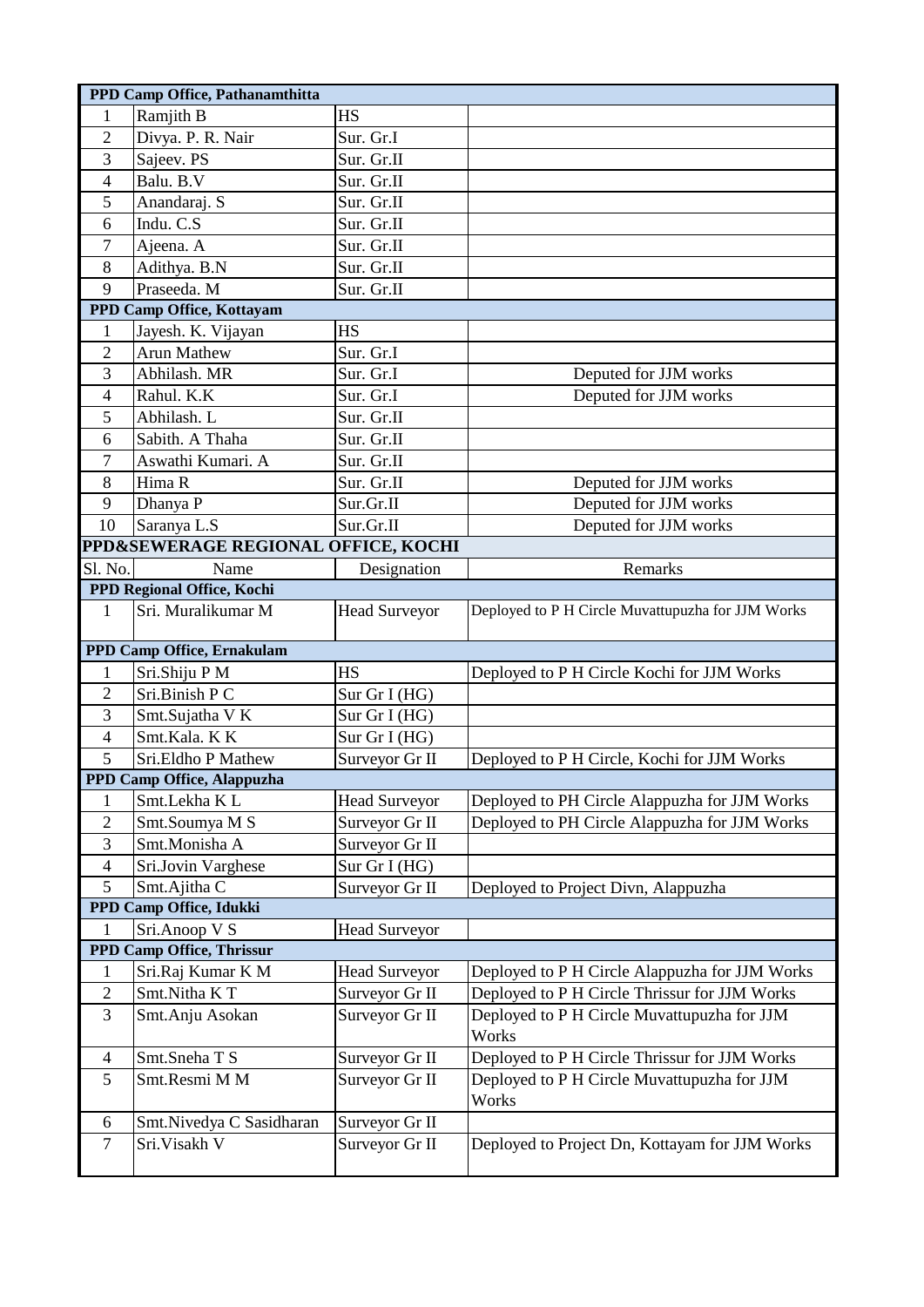| | | | |
|---|---|---|---|
| **PPD Camp Office, Pathanamthitta** | | | |
| 1 | Ramjith B | HS | |
| 2 | Divya. P. R. Nair | Sur. Gr.I | |
| 3 | Sajeev. PS | Sur. Gr.II | |
| 4 | Balu. B.V | Sur. Gr.II | |
| 5 | Anandaraj. S | Sur. Gr.II | |
| 6 | Indu. C.S | Sur. Gr.II | |
| 7 | Ajeena. A | Sur. Gr.II | |
| 8 | Adithya. B.N | Sur. Gr.II | |
| 9 | Praseeda. M | Sur. Gr.II | |
| **PPD Camp Office, Kottayam** | | | |
| 1 | Jayesh. K. Vijayan | HS | |
| 2 | Arun Mathew | Sur. Gr.I | |
| 3 | Abhilash. MR | Sur. Gr.I | Deputed for JJM works |
| 4 | Rahul. K.K | Sur. Gr.I | Deputed for JJM works |
| 5 | Abhilash. L | Sur. Gr.II | |
| 6 | Sabith. A Thaha | Sur. Gr.II | |
| 7 | Aswathi Kumari. A | Sur. Gr.II | |
| 8 | Hima R | Sur. Gr.II | Deputed for JJM works |
| 9 | Dhanya P | Sur.Gr.II | Deputed for JJM works |
| 10 | Saranya L.S | Sur.Gr.II | Deputed for JJM works |
| **PPD&SEWERAGE REGIONAL OFFICE, KOCHI** | | | |
| Sl. No. | Name | Designation | Remarks |
| **PPD Regional Office, Kochi** | | | |
| 1 | Sri. Muralikumar M | Head Surveyor | Deployed to P H Circle Muvattupuzha for JJM Works |
| **PPD Camp Office, Ernakulam** | | | |
| 1 | Sri.Shiju P M | HS | Deployed to P H Circle Kochi for JJM Works |
| 2 | Sri.Binish P C | Sur Gr I (HG) | |
| 3 | Smt.Sujatha V K | Sur Gr I (HG) | |
| 4 | Smt.Kala. K K | Sur Gr I (HG) | |
| 5 | Sri.Eldho P Mathew | Surveyor Gr II | Deployed to P H Circle, Kochi for JJM Works |
| **PPD Camp Office, Alappuzha** | | | |
| 1 | Smt.Lekha K L | Head Surveyor | Deployed to PH Circle Alappuzha for JJM Works |
| 2 | Smt.Soumya M S | Surveyor Gr II | Deployed to PH Circle Alappuzha for JJM Works |
| 3 | Smt.Monisha A | Surveyor Gr II | |
| 4 | Sri.Jovin Varghese | Sur Gr I (HG) | |
| 5 | Smt.Ajitha C | Surveyor Gr II | Deployed to Project Divn, Alappuzha |
| **PPD Camp Office, Idukki** | | | |
| 1 | Sri.Anoop V S | Head Surveyor | |
| **PPD Camp Office, Thrissur** | | | |
| 1 | Sri.Raj Kumar K M | Head Surveyor | Deployed to P H Circle Alappuzha for JJM Works |
| 2 | Smt.Nitha K T | Surveyor Gr II | Deployed to P H Circle Thrissur for JJM Works |
| 3 | Smt.Anju Asokan | Surveyor Gr II | Deployed to P H Circle Muvattupuzha for JJM Works |
| 4 | Smt.Sneha T S | Surveyor Gr II | Deployed to P H Circle Thrissur for JJM Works |
| 5 | Smt.Resmi M M | Surveyor Gr II | Deployed to P H Circle Muvattupuzha for JJM Works |
| 6 | Smt.Nivedya C Sasidharan | Surveyor Gr II | |
| 7 | Sri.Visakh V | Surveyor Gr II | Deployed to Project Dn, Kottayam for JJM Works |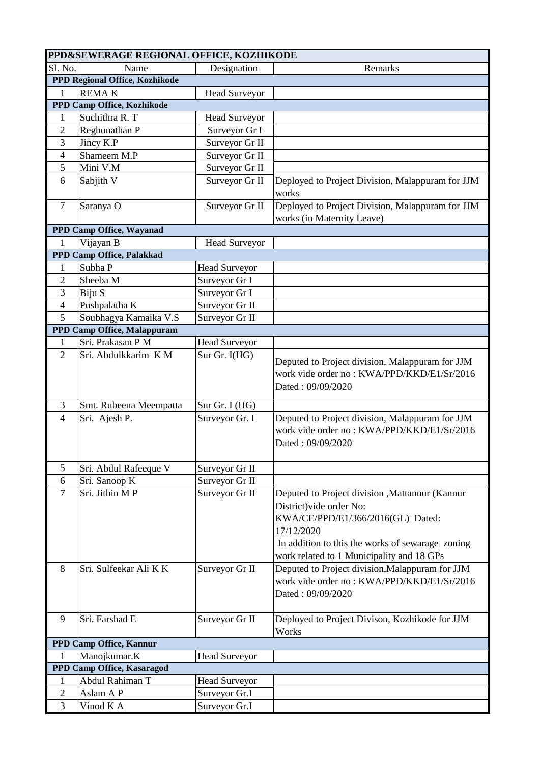| PPD&SEWERAGE REGIONAL OFFICE, KOZHIKODE | | | |
|---|---|---|---|
| Sl. No. | Name | Designation | Remarks |
| **PPD Regional Office, Kozhikode** | | | |
| 1 | REMA K | Head Surveyor | |
| **PPD Camp Office, Kozhikode** | | | |
| 1 | Suchithra R. T | Head Surveyor | |
| 2 | Reghunathan P | Surveyor Gr I | |
| 3 | Jincy K.P | Surveyor Gr II | |
| 4 | Shameem M.P | Surveyor Gr II | |
| 5 | Mini V.M | Surveyor Gr II | |
| 6 | Sabjith V | Surveyor Gr II | Deployed to Project Division, Malappuram for JJM works |
| 7 | Saranya O | Surveyor Gr II | Deployed to Project Division, Malappuram for JJM works (in Maternity Leave) |
| **PPD Camp Office, Wayanad** | | | |
| 1 | Vijayan B | Head Surveyor | |
| **PPD Camp Office, Palakkad** | | | |
| 1 | Subha P | Head Surveyor | |
| 2 | Sheeba M | Surveyor Gr I | |
| 3 | Biju S | Surveyor Gr I | |
| 4 | Pushpalatha K | Surveyor Gr II | |
| 5 | Soubhagya Kamaika V.S | Surveyor Gr II | |
| **PPD Camp Office, Malappuram** | | | |
| 1 | Sri. Prakasan P M | Head Surveyor | |
| 2 | Sri. Abdulkkarim K M | Sur Gr. I(HG) | Deputed to Project division, Malappuram for JJM work vide order no : KWA/PPD/KKD/E1/Sr/2016 Dated : 09/09/2020 |
| 3 | Smt. Rubeena Meempatta | Sur Gr. I (HG) | |
| 4 | Sri. Ajesh P. | Surveyor Gr. I | Deputed to Project division, Malappuram for JJM work vide order no : KWA/PPD/KKD/E1/Sr/2016 Dated : 09/09/2020 |
| 5 | Sri. Abdul Rafeeque V | Surveyor Gr II | |
| 6 | Sri. Sanoop K | Surveyor Gr II | |
| 7 | Sri. Jithin M P | Surveyor Gr II | Deputed to Project division ,Mattannur (Kannur District)vide order No: KWA/CE/PPD/E1/366/2016(GL) Dated: 17/12/2020 In addition to this the works of sewarage zoning work related to 1 Municipality and 18 GPs |
| 8 | Sri. Sulfeekar Ali K K | Surveyor Gr II | Deputed to Project division,Malappuram for JJM work vide order no : KWA/PPD/KKD/E1/Sr/2016 Dated : 09/09/2020 |
| 9 | Sri. Farshad E | Surveyor Gr II | Deployed to Project Divison, Kozhikode for JJM Works |
| **PPD Camp Office, Kannur** | | | |
| 1 | Manojkumar.K | Head Surveyor | |
| **PPD Camp Office, Kasaragod** | | | |
| 1 | Abdul Rahiman T | Head Surveyor | |
| 2 | Aslam A P | Surveyor Gr.I | |
| 3 | Vinod K A | Surveyor Gr.I | |